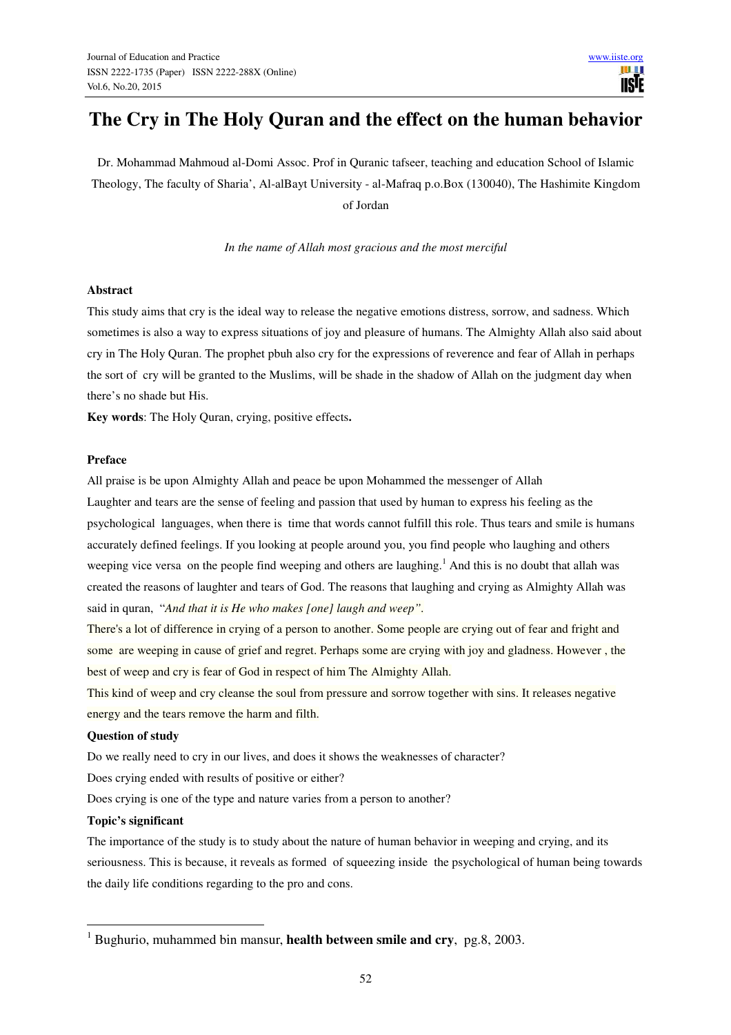# The Cry in The Holy Quran and the effect on the human behavior

Dr. Mohammad Mahmoud al-Domi Assoc. Prof in Quranic tafseer, teaching and education School of Islamic Theology, The faculty of Sharia', Al-alBayt University - al-Mafraq p.o.Box (130040), The Hashimite Kingdom of Jordan

*In the name of Allah most gracious and the most merciful*

**Abstract**

This study aims that cry is the ideal way to release the negative emotions distress, sorrow, and sadness. Which sometimes is also a way to express situations of joy and pleasure of humans. The Almighty Allah also said about cry in The Holy Quran. The prophet pbuh also cry for the expressions of reverence and fear of Allah in perhaps the sort of cry will be granted to the Muslims, will be shade in the shadow of Allah on the judgment day when there's no shade but His.

**Key words**: The Holy Quran, crying, positive effects**.**

**Preface**

All praise is be upon Almighty Allah and peace be upon Mohammed the messenger of Allah

Laughter and tears are the sense of feeling and passion that used by human to express his feeling as the psychological languages, when there is time that words cannot fulfill this role. Thus tears and smile is humans accurately defined feelings. If you looking at people around you, you find people who laughing and others weeping vice versa on the people find weeping and others are laughing.[1] And this is no doubt that allah was created the reasons of laughter and tears of God. The reasons that laughing and crying as Almighty Allah was said in quran, "*And that it is He who makes [one] laugh and weep".*

There's a lot of difference in crying of a person to another. Some people are crying out of fear and fright and some are weeping in cause of grief and regret. Perhaps some are crying with joy and gladness. However , the best of weep and cry is fear of God in respect of him The Almighty Allah.

This kind of weep and cry cleanse the soul from pressure and sorrow together with sins. It releases negative energy and the tears remove the harm and filth.

**Question of study**

Do we really need to cry in our lives, and does it shows the weaknesses of character?

Does crying ended with results of positive or either?

Does crying is one of the type and nature varies from a person to another?

**Topic's significant**

The importance of the study is to study about the nature of human behavior in weeping and crying, and its seriousness. This is because, it reveals as formed of squeezing inside the psychological of human being towards the daily life conditions regarding to the pro and cons.

---

[1] Bughurio, muhammed bin mansur, **health between smile and cry**, pg.8, 2003.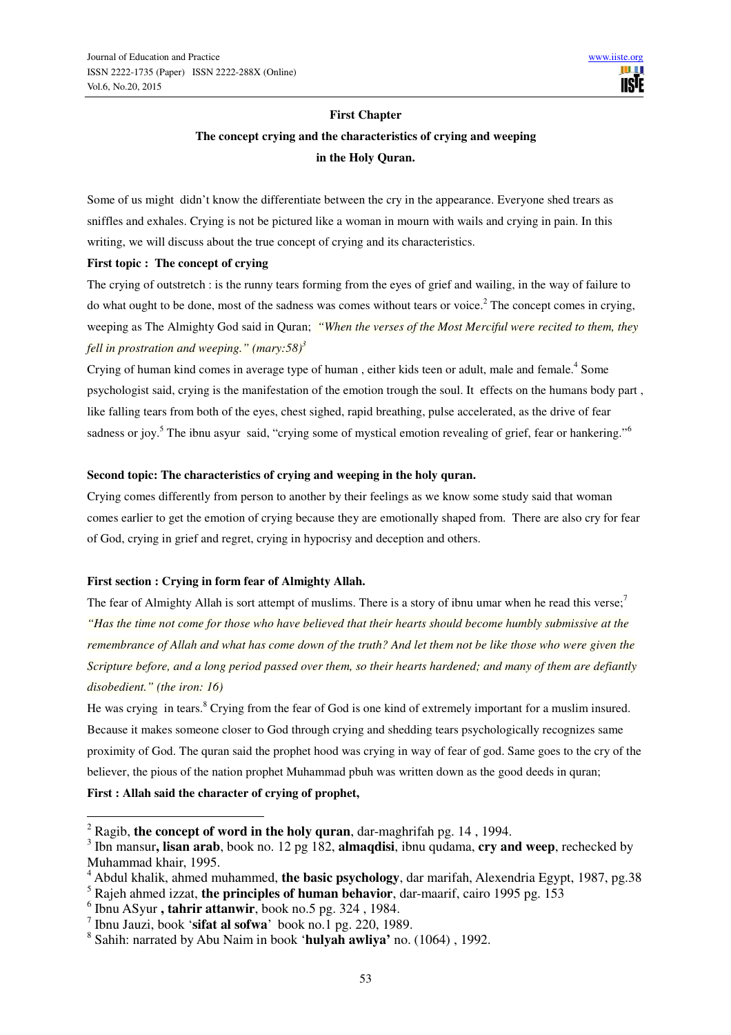**First Chapter**

**The concept crying and the characteristics of crying and weeping in the Holy Quran.**

Some of us might didn't know the differentiate between the cry in the appearance. Everyone shed trears as sniffles and exhales. Crying is not be pictured like a woman in mourn with wails and crying in pain. In this writing, we will discuss about the true concept of crying and its characteristics.

**First topic : The concept of crying**

The crying of outstretch : is the runny tears forming from the eyes of grief and wailing, in the way of failure to do what ought to be done, most of the sadness was comes without tears or voice.[2] The concept comes in crying, weeping as The Almighty God said in Quran; *"When the verses of the Most Merciful were recited to them, they fell in prostration and weeping." (mary:58)*[3]

Crying of human kind comes in average type of human , either kids teen or adult, male and female.[4] Some psychologist said, crying is the manifestation of the emotion trough the soul. It effects on the humans body part , like falling tears from both of the eyes, chest sighed, rapid breathing, pulse accelerated, as the drive of fear sadness or joy.[5] The ibnu asyur said, "crying some of mystical emotion revealing of grief, fear or hankering."[6]

**Second topic: The characteristics of crying and weeping in the holy quran.**

Crying comes differently from person to another by their feelings as we know some study said that woman comes earlier to get the emotion of crying because they are emotionally shaped from. There are also cry for fear of God, crying in grief and regret, crying in hypocrisy and deception and others.

**First section : Crying in form fear of Almighty Allah.**

The fear of Almighty Allah is sort attempt of muslims. There is a story of ibnu umar when he read this verse;[7] *"Has the time not come for those who have believed that their hearts should become humbly submissive at the remembrance of Allah and what has come down of the truth? And let them not be like those who were given the Scripture before, and a long period passed over them, so their hearts hardened; and many of them are defiantly disobedient." (the iron: 16)*

He was crying in tears.[8] Crying from the fear of God is one kind of extremely important for a muslim insured. Because it makes someone closer to God through crying and shedding tears psychologically recognizes same proximity of God. The quran said the prophet hood was crying in way of fear of god. Same goes to the cry of the believer, the pious of the nation prophet Muhammad pbuh was written down as the good deeds in quran;

**First : Allah said the character of crying of prophet,**

---

[2] Ragib, **the concept of word in the holy quran**, dar-maghrifah pg. 14 , 1994.

[3] Ibn mansur**, lisan arab**, book no. 12 pg 182, **almaqdisi**, ibnu qudama, **cry and weep**, rechecked by Muhammad khair, 1995.

[4] Abdul khalik, ahmed muhammed, **the basic psychology**, dar marifah, Alexendria Egypt, 1987, pg.38

[5] Rajeh ahmed izzat, **the principles of human behavior**, dar-maarif, cairo 1995 pg. 153

[6] Ibnu ASyur **, tahrir attanwir**, book no.5 pg. 324 , 1984.

[7] Ibnu Jauzi, book '**sifat al sofwa**' book no.1 pg. 220, 1989.

[8] Sahih: narrated by Abu Naim in book '**hulyah awliya'** no. (1064) , 1992.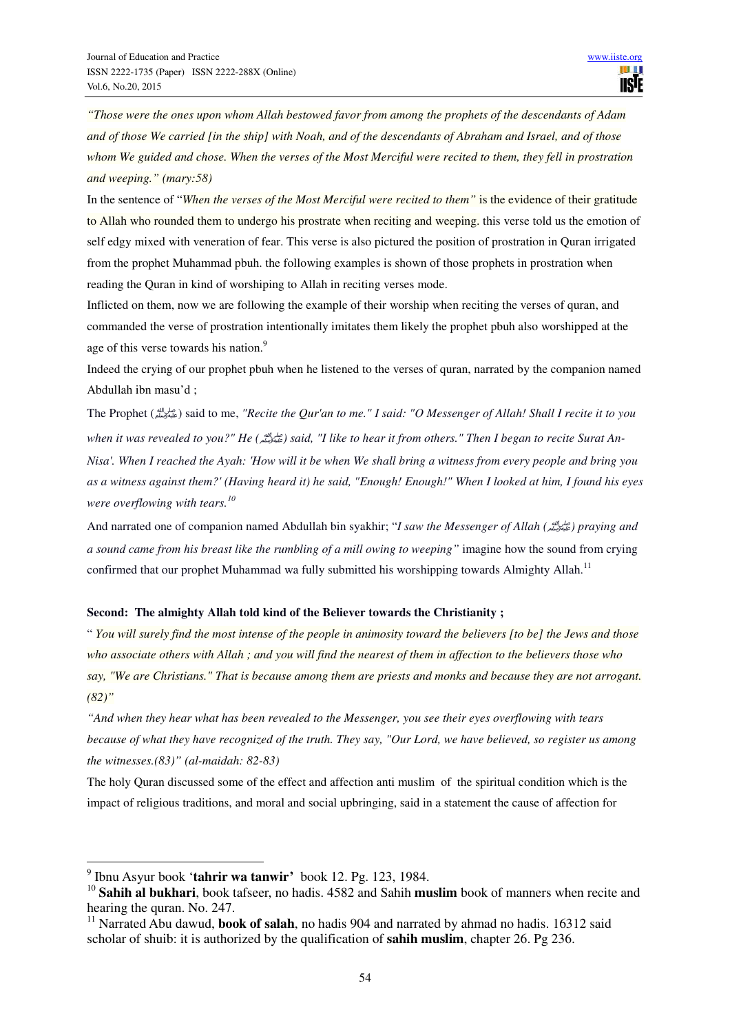*"Those were the ones upon whom Allah bestowed favor from among the prophets of the descendants of Adam and of those We carried [in the ship] with Noah, and of the descendants of Abraham and Israel, and of those whom We guided and chose. When the verses of the Most Merciful were recited to them, they fell in prostration and weeping." (mary:58)*

In the sentence of "*When the verses of the Most Merciful were recited to them"* is the evidence of their gratitude to Allah who rounded them to undergo his prostrate when reciting and weeping. this verse told us the emotion of self edgy mixed with veneration of fear. This verse is also pictured the position of prostration in Quran irrigated from the prophet Muhammad pbuh. the following examples is shown of those prophets in prostration when reading the Quran in kind of worshiping to Allah in reciting verses mode.

Inflicted on them, now we are following the example of their worship when reciting the verses of quran, and commanded the verse of prostration intentionally imitates them likely the prophet pbuh also worshipped at the age of this verse towards his nation.[9]

Indeed the crying of our prophet pbuh when he listened to the verses of quran, narrated by the companion named Abdullah ibn masu'd ;

The Prophet (ﷺ) said to me, *"Recite the Qur'an to me." I said: "O Messenger of Allah! Shall I recite it to you when it was revealed to you?" He (ﷺ) said, "I like to hear it from others." Then I began to recite Surat An-Nisa'. When I reached the Ayah: 'How will it be when We shall bring a witness from every people and bring you as a witness against them?' (Having heard it) he said, "Enough! Enough!" When I looked at him, I found his eyes were overflowing with tears.*[10]

And narrated one of companion named Abdullah bin syakhir; "*I saw the Messenger of Allah (ﷺ) praying and a sound came from his breast like the rumbling of a mill owing to weeping"* imagine how the sound from crying confirmed that our prophet Muhammad wa fully submitted his worshipping towards Almighty Allah.[11]

**Second: The almighty Allah told kind of the Believer towards the Christianity ;**

" *You will surely find the most intense of the people in animosity toward the believers [to be] the Jews and those who associate others with Allah ; and you will find the nearest of them in affection to the believers those who say, "We are Christians." That is because among them are priests and monks and because they are not arrogant. (82)"*

*"And when they hear what has been revealed to the Messenger, you see their eyes overflowing with tears because of what they have recognized of the truth. They say, "Our Lord, we have believed, so register us among the witnesses.(83)" (al-maidah: 82-83)*

The holy Quran discussed some of the effect and affection anti muslim of the spiritual condition which is the impact of religious traditions, and moral and social upbringing, said in a statement the cause of affection for

---

[9] Ibnu Asyur book '**tahrir wa tanwir'** book 12. Pg. 123, 1984.

[10] **Sahih al bukhari**, book tafseer, no hadis. 4582 and Sahih **muslim** book of manners when recite and hearing the quran. No. 247.

[11] Narrated Abu dawud, **book of salah**, no hadis 904 and narrated by ahmad no hadis. 16312 said scholar of shuib: it is authorized by the qualification of **sahih muslim**, chapter 26. Pg 236.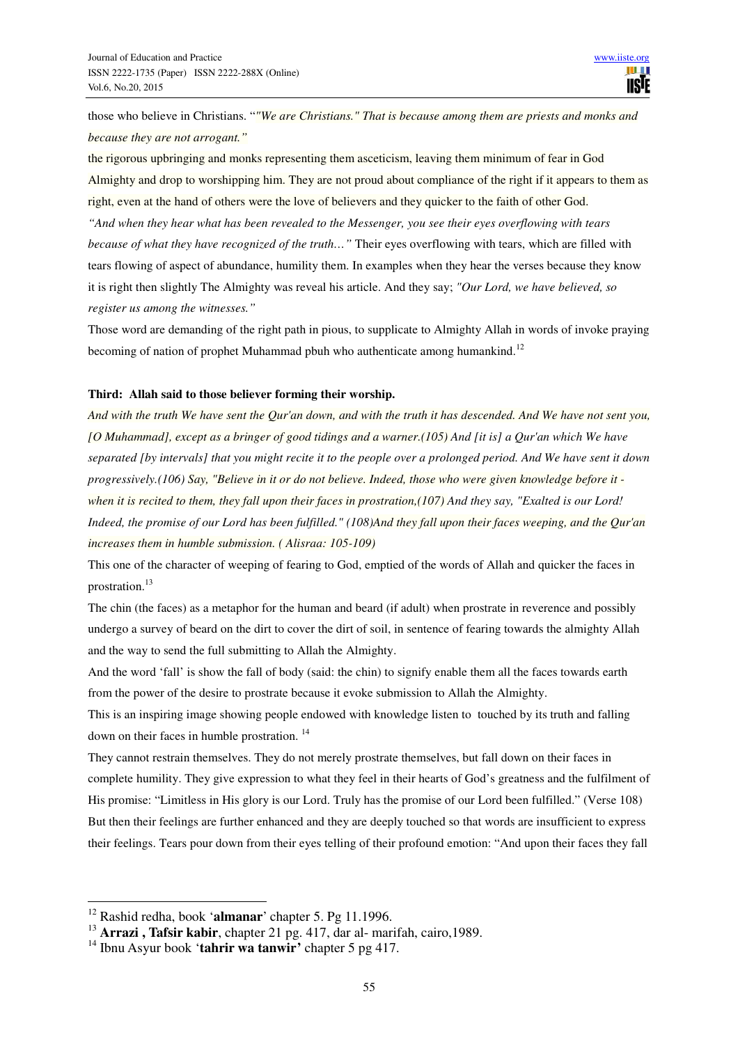those who believe in Christians. "*"We are Christians." That is because among them are priests and monks and because they are not arrogant."*

the rigorous upbringing and monks representing them asceticism, leaving them minimum of fear in God Almighty and drop to worshipping him. They are not proud about compliance of the right if it appears to them as right, even at the hand of others were the love of believers and they quicker to the faith of other God.

*"And when they hear what has been revealed to the Messenger, you see their eyes overflowing with tears because of what they have recognized of the truth…"* Their eyes overflowing with tears, which are filled with tears flowing of aspect of abundance, humility them. In examples when they hear the verses because they know it is right then slightly The Almighty was reveal his article. And they say; *"Our Lord, we have believed, so register us among the witnesses."*

Those word are demanding of the right path in pious, to supplicate to Almighty Allah in words of invoke praying becoming of nation of prophet Muhammad pbuh who authenticate among humankind.[12]

**Third: Allah said to those believer forming their worship.**

*And with the truth We have sent the Qur'an down, and with the truth it has descended. And We have not sent you, [O Muhammad], except as a bringer of good tidings and a warner.(105) And [it is] a Qur'an which We have separated [by intervals] that you might recite it to the people over a prolonged period. And We have sent it down progressively.(106) Say, "Believe in it or do not believe. Indeed, those who were given knowledge before it - when it is recited to them, they fall upon their faces in prostration,(107) And they say, "Exalted is our Lord! Indeed, the promise of our Lord has been fulfilled." (108)And they fall upon their faces weeping, and the Qur'an increases them in humble submission. ( Alisraa: 105-109)*

This one of the character of weeping of fearing to God, emptied of the words of Allah and quicker the faces in prostration.[13]

The chin (the faces) as a metaphor for the human and beard (if adult) when prostrate in reverence and possibly undergo a survey of beard on the dirt to cover the dirt of soil, in sentence of fearing towards the almighty Allah and the way to send the full submitting to Allah the Almighty.

And the word 'fall' is show the fall of body (said: the chin) to signify enable them all the faces towards earth from the power of the desire to prostrate because it evoke submission to Allah the Almighty.

This is an inspiring image showing people endowed with knowledge listen to touched by its truth and falling down on their faces in humble prostration. [14]

They cannot restrain themselves. They do not merely prostrate themselves, but fall down on their faces in complete humility. They give expression to what they feel in their hearts of God's greatness and the fulfilment of His promise: "Limitless in His glory is our Lord. Truly has the promise of our Lord been fulfilled." (Verse 108) But then their feelings are further enhanced and they are deeply touched so that words are insufficient to express their feelings. Tears pour down from their eyes telling of their profound emotion: "And upon their faces they fall

---

[12] Rashid redha, book '**almanar**' chapter 5. Pg 11.1996.

[13] **Arrazi , Tafsir kabir**, chapter 21 pg. 417, dar al- marifah, cairo,1989.

[14] Ibnu Asyur book '**tahrir wa tanwir'** chapter 5 pg 417.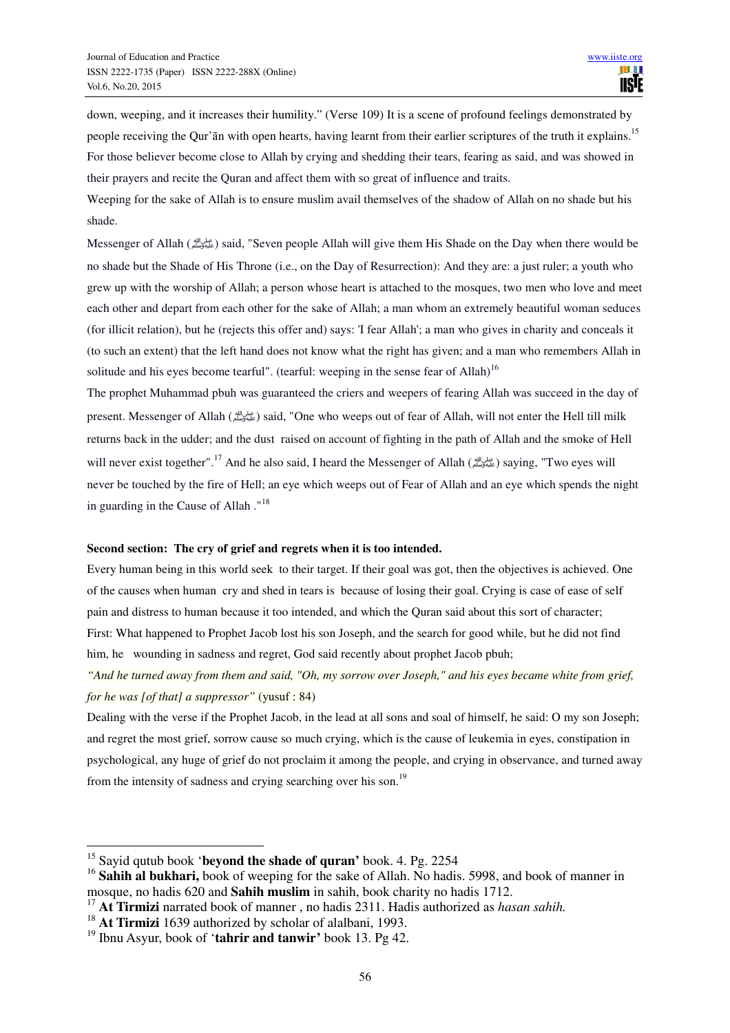down, weeping, and it increases their humility." (Verse 109) It is a scene of profound feelings demonstrated by people receiving the Qur'ān with open hearts, having learnt from their earlier scriptures of the truth it explains.[15] For those believer become close to Allah by crying and shedding their tears, fearing as said, and was showed in their prayers and recite the Quran and affect them with so great of influence and traits.

Weeping for the sake of Allah is to ensure muslim avail themselves of the shadow of Allah on no shade but his shade.

Messenger of Allah (ﷺ) said, "Seven people Allah will give them His Shade on the Day when there would be no shade but the Shade of His Throne (i.e., on the Day of Resurrection): And they are: a just ruler; a youth who grew up with the worship of Allah; a person whose heart is attached to the mosques, two men who love and meet each other and depart from each other for the sake of Allah; a man whom an extremely beautiful woman seduces (for illicit relation), but he (rejects this offer and) says: 'I fear Allah'; a man who gives in charity and conceals it (to such an extent) that the left hand does not know what the right has given; and a man who remembers Allah in solitude and his eyes become tearful". (tearful: weeping in the sense fear of Allah)[16]

The prophet Muhammad pbuh was guaranteed the criers and weepers of fearing Allah was succeed in the day of present. Messenger of Allah (ﷺ) said, "One who weeps out of fear of Allah, will not enter the Hell till milk returns back in the udder; and the dust raised on account of fighting in the path of Allah and the smoke of Hell will never exist together".[17] And he also said, I heard the Messenger of Allah (ﷺ) saying, "Two eyes will never be touched by the fire of Hell; an eye which weeps out of Fear of Allah and an eye which spends the night in guarding in the Cause of Allah ."[18]

**Second section: The cry of grief and regrets when it is too intended.**

Every human being in this world seek to their target. If their goal was got, then the objectives is achieved. One of the causes when human cry and shed in tears is because of losing their goal. Crying is case of ease of self pain and distress to human because it too intended, and which the Quran said about this sort of character;

First: What happened to Prophet Jacob lost his son Joseph, and the search for good while, but he did not find him, he wounding in sadness and regret, God said recently about prophet Jacob pbuh;

*"And he turned away from them and said, "Oh, my sorrow over Joseph," and his eyes became white from grief, for he was [of that] a suppressor"* (yusuf : 84)

Dealing with the verse if the Prophet Jacob, in the lead at all sons and soal of himself, he said: O my son Joseph; and regret the most grief, sorrow cause so much crying, which is the cause of leukemia in eyes, constipation in psychological, any huge of grief do not proclaim it among the people, and crying in observance, and turned away from the intensity of sadness and crying searching over his son.[19]

---

[15] Sayid qutub book '**beyond the shade of quran'** book. 4. Pg. 2254

[16] **Sahih al bukhari,** book of weeping for the sake of Allah. No hadis. 5998, and book of manner in mosque, no hadis 620 and **Sahih muslim** in sahih, book charity no hadis 1712.

[17] **At Tirmizi** narrated book of manner , no hadis 2311. Hadis authorized as *hasan sahih.*

[18] **At Tirmizi** 1639 authorized by scholar of alalbani, 1993.

[19] Ibnu Asyur, book of '**tahrir and tanwir'** book 13. Pg 42.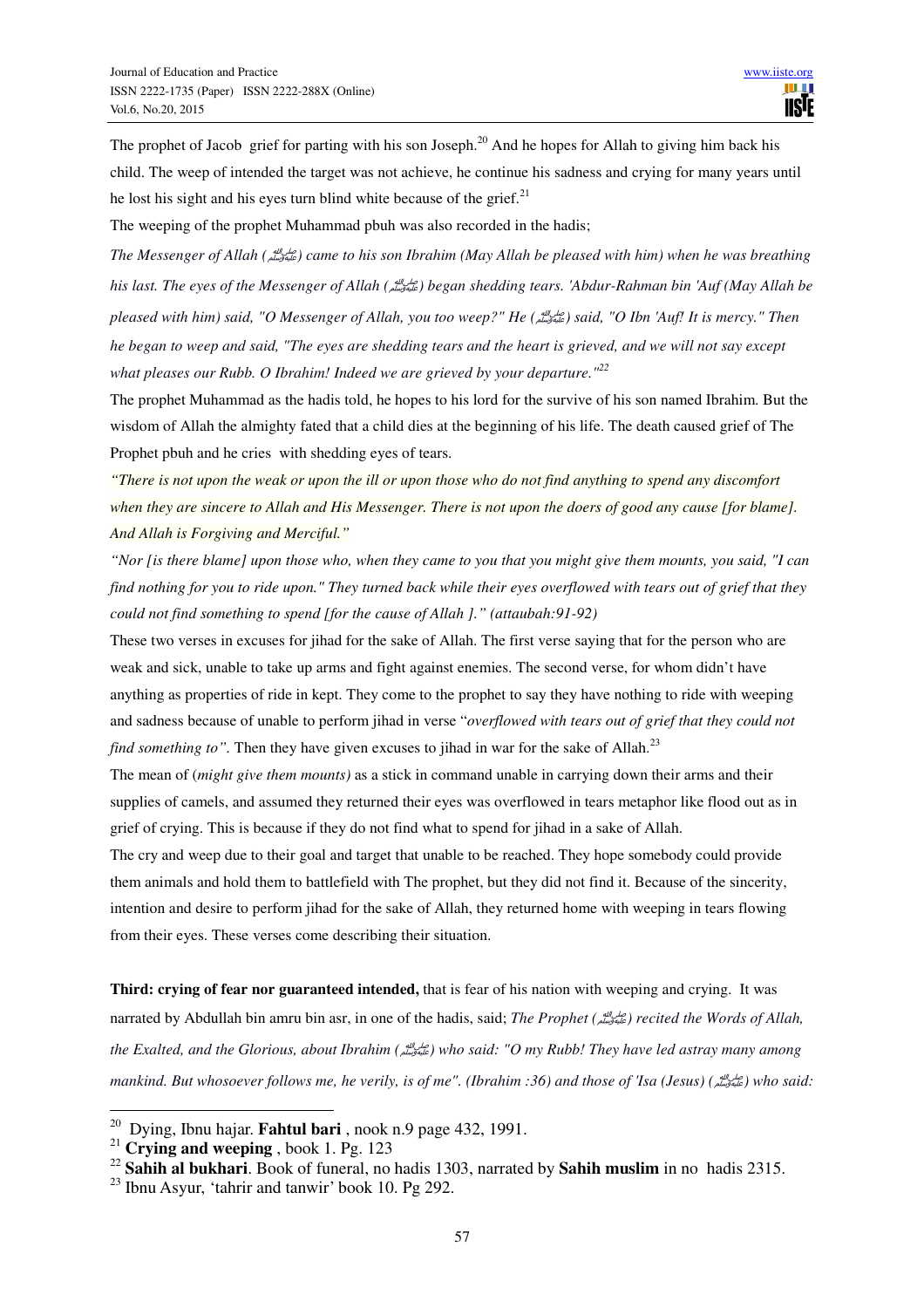The prophet of Jacob grief for parting with his son Joseph.[20] And he hopes for Allah to giving him back his child. The weep of intended the target was not achieve, he continue his sadness and crying for many years until he lost his sight and his eyes turn blind white because of the grief.[21]

The weeping of the prophet Muhammad pbuh was also recorded in the hadis;

*The Messenger of Allah (ﷺ) came to his son Ibrahim (May Allah be pleased with him) when he was breathing his last. The eyes of the Messenger of Allah (ﷺ) began shedding tears. 'Abdur-Rahman bin 'Auf (May Allah be pleased with him) said, "O Messenger of Allah, you too weep?" He (ﷺ) said, "O Ibn 'Auf! It is mercy." Then he began to weep and said, "The eyes are shedding tears and the heart is grieved, and we will not say except what pleases our Rubb. O Ibrahim! Indeed we are grieved by your departure."*[22]

The prophet Muhammad as the hadis told, he hopes to his lord for the survive of his son named Ibrahim. But the wisdom of Allah the almighty fated that a child dies at the beginning of his life. The death caused grief of The Prophet pbuh and he cries with shedding eyes of tears.

*"There is not upon the weak or upon the ill or upon those who do not find anything to spend any discomfort when they are sincere to Allah and His Messenger. There is not upon the doers of good any cause [for blame]. And Allah is Forgiving and Merciful."*

*"Nor [is there blame] upon those who, when they came to you that you might give them mounts, you said, "I can find nothing for you to ride upon." They turned back while their eyes overflowed with tears out of grief that they could not find something to spend [for the cause of Allah ]." (attaubah:91-92)*

These two verses in excuses for jihad for the sake of Allah. The first verse saying that for the person who are weak and sick, unable to take up arms and fight against enemies. The second verse, for whom didn't have anything as properties of ride in kept. They come to the prophet to say they have nothing to ride with weeping and sadness because of unable to perform jihad in verse "*overflowed with tears out of grief that they could not find something to*". Then they have given excuses to jihad in war for the sake of Allah.[23]

The mean of (*might give them mounts)* as a stick in command unable in carrying down their arms and their supplies of camels, and assumed they returned their eyes was overflowed in tears metaphor like flood out as in grief of crying. This is because if they do not find what to spend for jihad in a sake of Allah.

The cry and weep due to their goal and target that unable to be reached. They hope somebody could provide them animals and hold them to battlefield with The prophet, but they did not find it. Because of the sincerity, intention and desire to perform jihad for the sake of Allah, they returned home with weeping in tears flowing from their eyes. These verses come describing their situation.

**Third: crying of fear nor guaranteed intended,** that is fear of his nation with weeping and crying. It was narrated by Abdullah bin amru bin asr, in one of the hadis, said; *The Prophet (ﷺ) recited the Words of Allah, the Exalted, and the Glorious, about Ibrahim (ﷺ) who said: "O my Rubb! They have led astray many among mankind. But whosoever follows me, he verily, is of me". (Ibrahim :36) and those of 'Isa (Jesus) (ﷺ) who said:*

---

[20] Dying, Ibnu hajar. **Fahtul bari** , nook n.9 page 432, 1991.

[21] **Crying and weeping** , book 1. Pg. 123

[22] **Sahih al bukhari**. Book of funeral, no hadis 1303, narrated by **Sahih muslim** in no hadis 2315.

[23] Ibnu Asyur, 'tahrir and tanwir' book 10. Pg 292.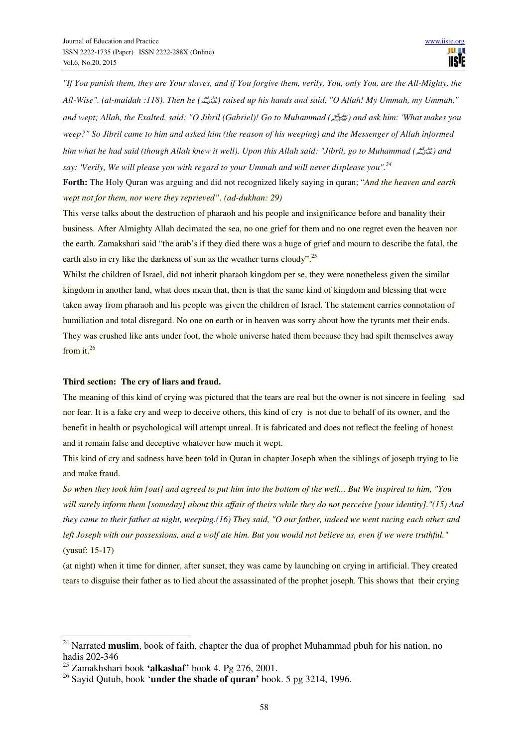*"If You punish them, they are Your slaves, and if You forgive them, verily, You, only You, are the All-Mighty, the All-Wise". (al-maidah :118). Then he (ﷺ) raised up his hands and said, "O Allah! My Ummah, my Ummah," and wept; Allah, the Exalted, said: "O Jibril (Gabriel)! Go to Muhammad (ﷺ) and ask him: 'What makes you weep?" So Jibril came to him and asked him (the reason of his weeping) and the Messenger of Allah informed him what he had said (though Allah knew it well). Upon this Allah said: "Jibril, go to Muhammad (ﷺ) and say: 'Verily, We will please you with regard to your Ummah and will never displease you".*[24]

**Forth:** The Holy Quran was arguing and did not recognized likely saying in quran; "*And the heaven and earth wept not for them, nor were they reprieved". (ad-dukhan: 29)*

This verse talks about the destruction of pharaoh and his people and insignificance before and banality their business. After Almighty Allah decimated the sea, no one grief for them and no one regret even the heaven nor the earth. Zamakshari said "the arab's if they died there was a huge of grief and mourn to describe the fatal, the earth also in cry like the darkness of sun as the weather turns cloudy".[25]

Whilst the children of Israel, did not inherit pharaoh kingdom per se, they were nonetheless given the similar kingdom in another land, what does mean that, then is that the same kind of kingdom and blessing that were taken away from pharaoh and his people was given the children of Israel. The statement carries connotation of humiliation and total disregard. No one on earth or in heaven was sorry about how the tyrants met their ends. They was crushed like ants under foot, the whole universe hated them because they had spilt themselves away from it.[26]

**Third section: The cry of liars and fraud.**

The meaning of this kind of crying was pictured that the tears are real but the owner is not sincere in feeling sad nor fear. It is a fake cry and weep to deceive others, this kind of cry is not due to behalf of its owner, and the benefit in health or psychological will attempt unreal. It is fabricated and does not reflect the feeling of honest and it remain false and deceptive whatever how much it wept.

This kind of cry and sadness have been told in Quran in chapter Joseph when the siblings of joseph trying to lie and make fraud.

*So when they took him [out] and agreed to put him into the bottom of the well... But We inspired to him, "You will surely inform them [someday] about this affair of theirs while they do not perceive [your identity]."(15) And they came to their father at night, weeping.(16) They said, "O our father, indeed we went racing each other and left Joseph with our possessions, and a wolf ate him. But you would not believe us, even if we were truthful."* (yusuf: 15-17)

(at night) when it time for dinner, after sunset, they was came by launching on crying in artificial. They created tears to disguise their father as to lied about the assassinated of the prophet joseph. This shows that their crying

---

[24] Narrated **muslim**, book of faith, chapter the dua of prophet Muhammad pbuh for his nation, no hadis 202-346

[25] Zamakhshari book **'alkashaf'** book 4. Pg 276, 2001.

[26] Sayid Qutub, book '**under the shade of quran'** book. 5 pg 3214, 1996.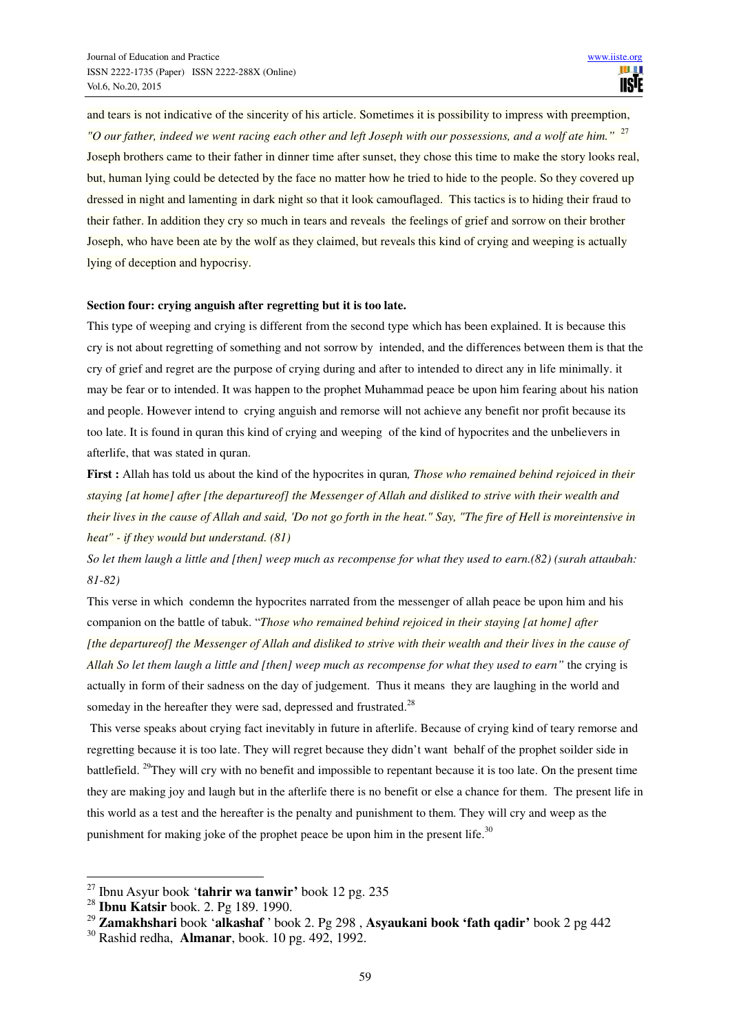and tears is not indicative of the sincerity of his article. Sometimes it is possibility to impress with preemption, *"O our father, indeed we went racing each other and left Joseph with our possessions, and a wolf ate him."* [27] Joseph brothers came to their father in dinner time after sunset, they chose this time to make the story looks real, but, human lying could be detected by the face no matter how he tried to hide to the people. So they covered up dressed in night and lamenting in dark night so that it look camouflaged. This tactics is to hiding their fraud to their father. In addition they cry so much in tears and reveals the feelings of grief and sorrow on their brother Joseph, who have been ate by the wolf as they claimed, but reveals this kind of crying and weeping is actually lying of deception and hypocrisy.

**Section four: crying anguish after regretting but it is too late.**

This type of weeping and crying is different from the second type which has been explained. It is because this cry is not about regretting of something and not sorrow by intended, and the differences between them is that the cry of grief and regret are the purpose of crying during and after to intended to direct any in life minimally. it may be fear or to intended. It was happen to the prophet Muhammad peace be upon him fearing about his nation and people. However intend to crying anguish and remorse will not achieve any benefit nor profit because its too late. It is found in quran this kind of crying and weeping of the kind of hypocrites and the unbelievers in afterlife, that was stated in quran.

**First :** Allah has told us about the kind of the hypocrites in quran*, Those who remained behind rejoiced in their staying [at home] after [the departureof] the Messenger of Allah and disliked to strive with their wealth and their lives in the cause of Allah and said, 'Do not go forth in the heat." Say, "The fire of Hell is moreintensive in heat" - if they would but understand. (81)*

*So let them laugh a little and [then] weep much as recompense for what they used to earn.(82) (surah attaubah: 81-82)*

This verse in which condemn the hypocrites narrated from the messenger of allah peace be upon him and his companion on the battle of tabuk. "*Those who remained behind rejoiced in their staying [at home] after [the departureof] the Messenger of Allah and disliked to strive with their wealth and their lives in the cause of Allah So let them laugh a little and [then] weep much as recompense for what they used to earn"* the crying is actually in form of their sadness on the day of judgement. Thus it means they are laughing in the world and someday in the hereafter they were sad, depressed and frustrated.[28]

This verse speaks about crying fact inevitably in future in afterlife. Because of crying kind of teary remorse and regretting because it is too late. They will regret because they didn't want behalf of the prophet soilder side in battlefield. [29]They will cry with no benefit and impossible to repentant because it is too late. On the present time they are making joy and laugh but in the afterlife there is no benefit or else a chance for them. The present life in this world as a test and the hereafter is the penalty and punishment to them. They will cry and weep as the punishment for making joke of the prophet peace be upon him in the present life.[30]

---

[27] Ibnu Asyur book '**tahrir wa tanwir'** book 12 pg. 235

[28] **Ibnu Katsir** book. 2. Pg 189. 1990.

[29] **Zamakhshari** book '**alkashaf** ' book 2. Pg 298 , **Asyaukani book 'fath qadir'** book 2 pg 442

[30] Rashid redha, **Almanar**, book. 10 pg. 492, 1992.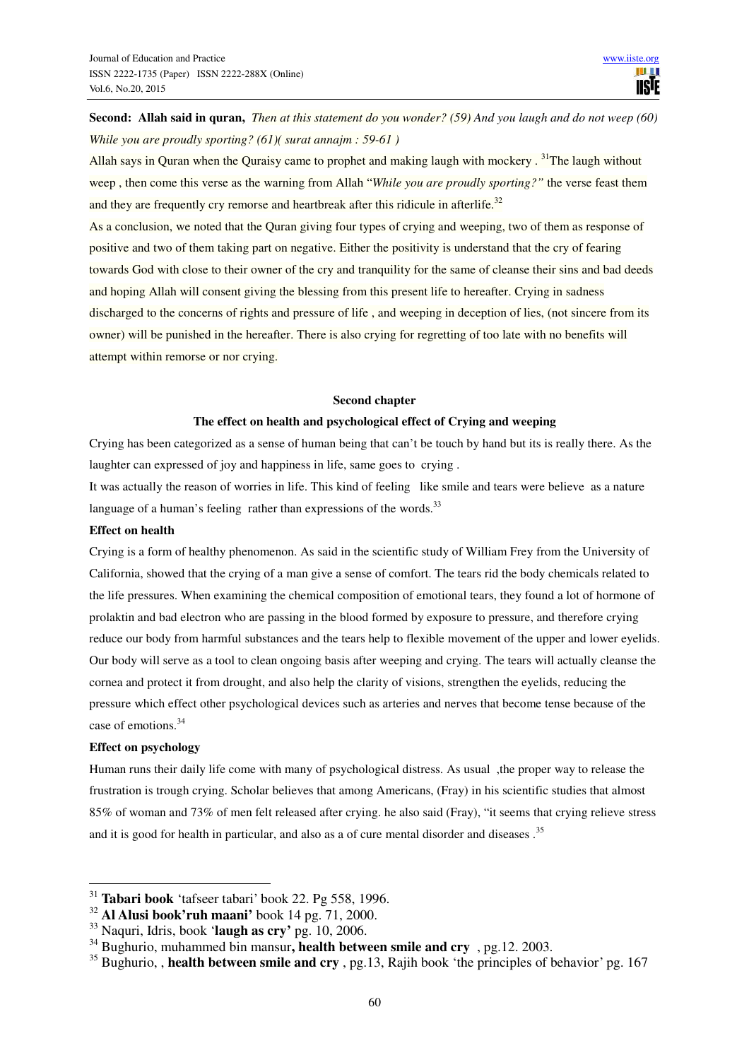**Second: Allah said in quran,** *Then at this statement do you wonder? (59) And you laugh and do not weep (60) While you are proudly sporting? (61)( surat annajm : 59-61 )*

Allah says in Quran when the Quraisy came to prophet and making laugh with mockery . [31]The laugh without weep , then come this verse as the warning from Allah "*While you are proudly sporting?"* the verse feast them and they are frequently cry remorse and heartbreak after this ridicule in afterlife.[32]

As a conclusion, we noted that the Quran giving four types of crying and weeping, two of them as response of positive and two of them taking part on negative. Either the positivity is understand that the cry of fearing towards God with close to their owner of the cry and tranquility for the same of cleanse their sins and bad deeds and hoping Allah will consent giving the blessing from this present life to hereafter. Crying in sadness discharged to the concerns of rights and pressure of life , and weeping in deception of lies, (not sincere from its owner) will be punished in the hereafter. There is also crying for regretting of too late with no benefits will attempt within remorse or nor crying.

## Second chapter

### The effect on health and psychological effect of Crying and weeping

Crying has been categorized as a sense of human being that can't be touch by hand but its is really there. As the laughter can expressed of joy and happiness in life, same goes to crying .

It was actually the reason of worries in life. This kind of feeling like smile and tears were believe as a nature language of a human's feeling rather than expressions of the words.[33]

**Effect on health**

Crying is a form of healthy phenomenon. As said in the scientific study of William Frey from the University of California, showed that the crying of a man give a sense of comfort. The tears rid the body chemicals related to the life pressures. When examining the chemical composition of emotional tears, they found a lot of hormone of prolaktin and bad electron who are passing in the blood formed by exposure to pressure, and therefore crying reduce our body from harmful substances and the tears help to flexible movement of the upper and lower eyelids. Our body will serve as a tool to clean ongoing basis after weeping and crying. The tears will actually cleanse the cornea and protect it from drought, and also help the clarity of visions, strengthen the eyelids, reducing the pressure which effect other psychological devices such as arteries and nerves that become tense because of the case of emotions.[34]

**Effect on psychology**

Human runs their daily life come with many of psychological distress. As usual ,the proper way to release the frustration is trough crying. Scholar believes that among Americans, (Fray) in his scientific studies that almost 85% of woman and 73% of men felt released after crying. he also said (Fray), "it seems that crying relieve stress and it is good for health in particular, and also as a of cure mental disorder and diseases .[35]

---

[31] **Tabari book** 'tafseer tabari' book 22. Pg 558, 1996.

[32] **Al Alusi book'ruh maani'** book 14 pg. 71, 2000.

[33] Naquri, Idris, book '**laugh as cry'** pg. 10, 2006.

[34] Bughurio, muhammed bin mansur**, health between smile and cry** , pg.12. 2003.

[35] Bughurio, , **health between smile and cry** , pg.13, Rajih book 'the principles of behavior' pg. 167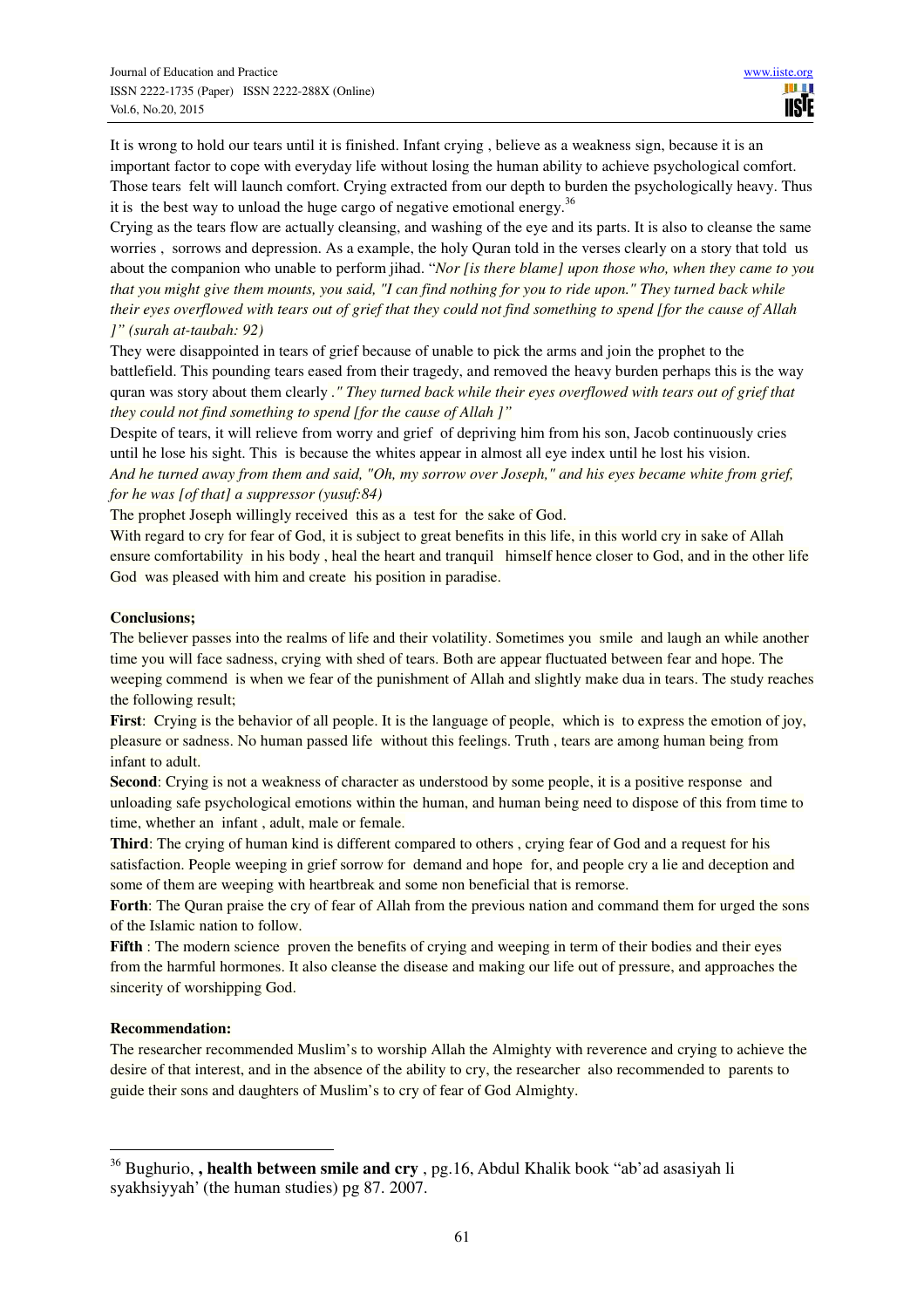It is wrong to hold our tears until it is finished. Infant crying , believe as a weakness sign, because it is an important factor to cope with everyday life without losing the human ability to achieve psychological comfort. Those tears felt will launch comfort. Crying extracted from our depth to burden the psychologically heavy. Thus it is the best way to unload the huge cargo of negative emotional energy.[36]

Crying as the tears flow are actually cleansing, and washing of the eye and its parts. It is also to cleanse the same worries , sorrows and depression. As a example, the holy Quran told in the verses clearly on a story that told us about the companion who unable to perform jihad. "*Nor [is there blame] upon those who, when they came to you that you might give them mounts, you said, "I can find nothing for you to ride upon." They turned back while their eyes overflowed with tears out of grief that they could not find something to spend [for the cause of Allah ]" (surah at-taubah: 92)*

They were disappointed in tears of grief because of unable to pick the arms and join the prophet to the battlefield. This pounding tears eased from their tragedy, and removed the heavy burden perhaps this is the way quran was story about them clearly *." They turned back while their eyes overflowed with tears out of grief that they could not find something to spend [for the cause of Allah ]"*

Despite of tears, it will relieve from worry and grief of depriving him from his son, Jacob continuously cries until he lose his sight. This is because the whites appear in almost all eye index until he lost his vision.

*And he turned away from them and said, "Oh, my sorrow over Joseph," and his eyes became white from grief, for he was [of that] a suppressor (yusuf:84)*

The prophet Joseph willingly received this as a test for the sake of God.

With regard to cry for fear of God, it is subject to great benefits in this life, in this world cry in sake of Allah ensure comfortability in his body , heal the heart and tranquil himself hence closer to God, and in the other life God was pleased with him and create his position in paradise.

**Conclusions;**

The believer passes into the realms of life and their volatility. Sometimes you smile and laugh an while another time you will face sadness, crying with shed of tears. Both are appear fluctuated between fear and hope. The weeping commend is when we fear of the punishment of Allah and slightly make dua in tears. The study reaches the following result;

**First**: Crying is the behavior of all people. It is the language of people, which is to express the emotion of joy, pleasure or sadness. No human passed life without this feelings. Truth , tears are among human being from infant to adult.

**Second**: Crying is not a weakness of character as understood by some people, it is a positive response and unloading safe psychological emotions within the human, and human being need to dispose of this from time to time, whether an infant , adult, male or female.

**Third**: The crying of human kind is different compared to others , crying fear of God and a request for his satisfaction. People weeping in grief sorrow for demand and hope for, and people cry a lie and deception and some of them are weeping with heartbreak and some non beneficial that is remorse.

**Forth**: The Quran praise the cry of fear of Allah from the previous nation and command them for urged the sons of the Islamic nation to follow.

**Fifth** : The modern science proven the benefits of crying and weeping in term of their bodies and their eyes from the harmful hormones. It also cleanse the disease and making our life out of pressure, and approaches the sincerity of worshipping God.

**Recommendation:**

The researcher recommended Muslim's to worship Allah the Almighty with reverence and crying to achieve the desire of that interest, and in the absence of the ability to cry, the researcher also recommended to parents to guide their sons and daughters of Muslim's to cry of fear of God Almighty.

---

[36] Bughurio, **, health between smile and cry** , pg.16, Abdul Khalik book "ab'ad asasiyah li syakhsiyyah' (the human studies) pg 87. 2007.